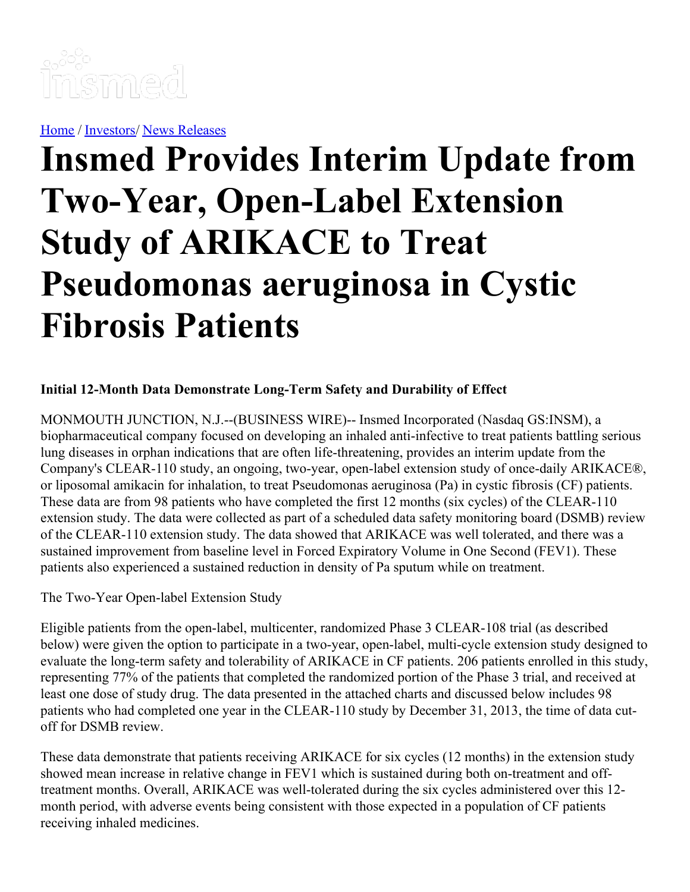[Home](#) / [Investors](#)/ [News Releases](#)

# Insmed Provides Interim Update from Two-Year, Open-Label Extension Study of ARIKACE to Treat Pseudomonas aeruginosa in Cystic Fibrosis Patients

**Initial 12-Month Data Demonstrate Long-Term Safety and Durability of Effect**

MONMOUTH JUNCTION, N.J.--(BUSINESS WIRE)-- Insmed Incorporated (Nasdaq GS:INSM), a biopharmaceutical company focused on developing an inhaled anti-infective to treat patients battling serious lung diseases in orphan indications that are often life-threatening, provides an interim update from the Company's CLEAR-110 study, an ongoing, two-year, open-label extension study of once-daily ARIKACE®, or liposomal amikacin for inhalation, to treat Pseudomonas aeruginosa (Pa) in cystic fibrosis (CF) patients. These data are from 98 patients who have completed the first 12 months (six cycles) of the CLEAR-110 extension study. The data were collected as part of a scheduled data safety monitoring board (DSMB) review of the CLEAR-110 extension study. The data showed that ARIKACE was well tolerated, and there was a sustained improvement from baseline level in Forced Expiratory Volume in One Second (FEV1). These patients also experienced a sustained reduction in density of Pa sputum while on treatment.

The Two-Year Open-label Extension Study

Eligible patients from the open-label, multicenter, randomized Phase 3 CLEAR-108 trial (as described below) were given the option to participate in a two-year, open-label, multi-cycle extension study designed to evaluate the long-term safety and tolerability of ARIKACE in CF patients. 206 patients enrolled in this study, representing 77% of the patients that completed the randomized portion of the Phase 3 trial, and received at least one dose of study drug. The data presented in the attached charts and discussed below includes 98 patients who had completed one year in the CLEAR-110 study by December 31, 2013, the time of data cut-off for DSMB review.

These data demonstrate that patients receiving ARIKACE for six cycles (12 months) in the extension study showed mean increase in relative change in FEV1 which is sustained during both on-treatment and off-treatment months. Overall, ARIKACE was well-tolerated during the six cycles administered over this 12-month period, with adverse events being consistent with those expected in a population of CF patients receiving inhaled medicines.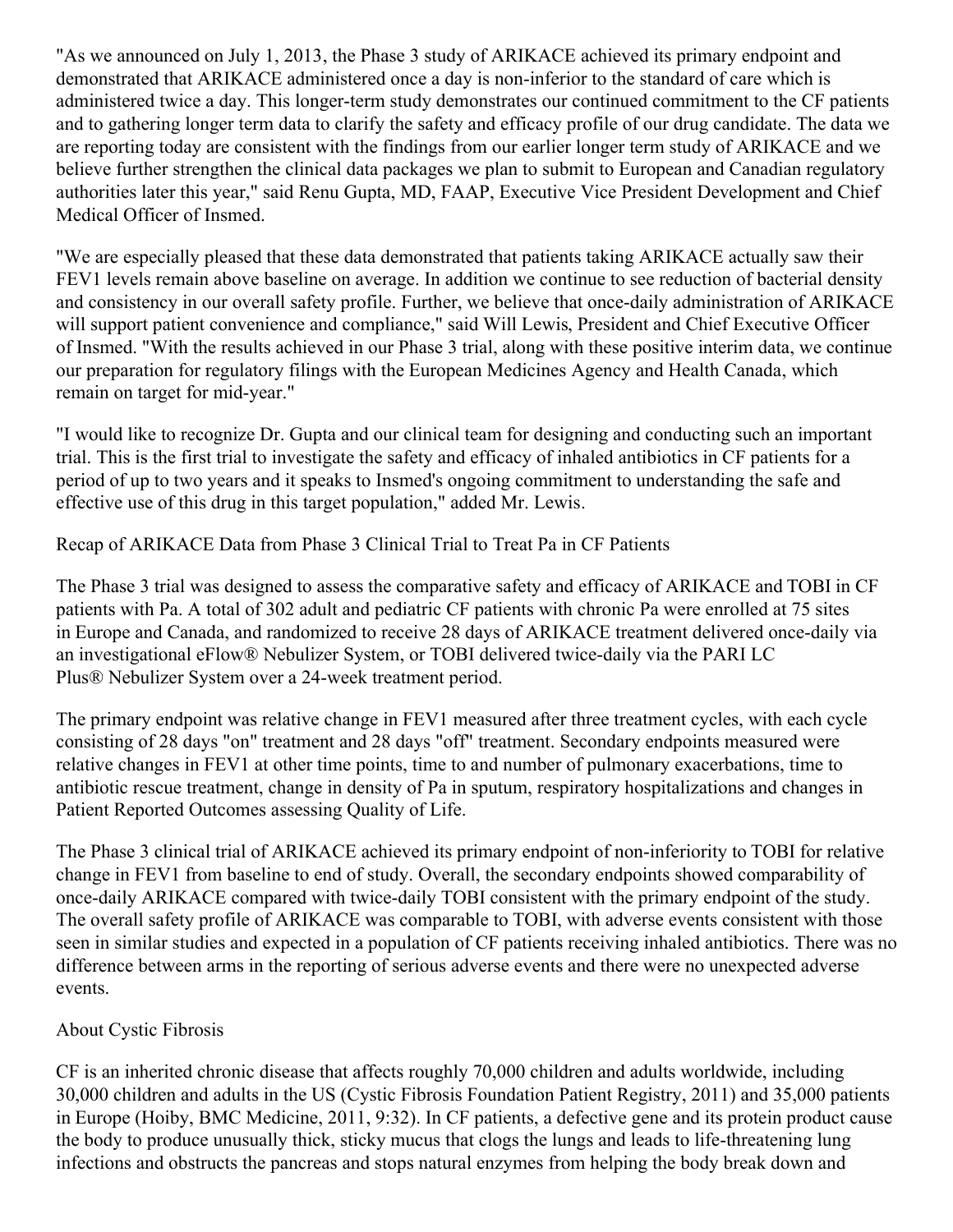"As we announced on July 1, 2013, the Phase 3 study of ARIKACE achieved its primary endpoint and demonstrated that ARIKACE administered once a day is non-inferior to the standard of care which is administered twice a day. This longer-term study demonstrates our continued commitment to the CF patients and to gathering longer term data to clarify the safety and efficacy profile of our drug candidate. The data we are reporting today are consistent with the findings from our earlier longer term study of ARIKACE and we believe further strengthen the clinical data packages we plan to submit to European and Canadian regulatory authorities later this year," said Renu Gupta, MD, FAAP, Executive Vice President Development and Chief Medical Officer of Insmed.

"We are especially pleased that these data demonstrated that patients taking ARIKACE actually saw their FEV1 levels remain above baseline on average. In addition we continue to see reduction of bacterial density and consistency in our overall safety profile. Further, we believe that once-daily administration of ARIKACE will support patient convenience and compliance," said Will Lewis, President and Chief Executive Officer of Insmed. "With the results achieved in our Phase 3 trial, along with these positive interim data, we continue our preparation for regulatory filings with the European Medicines Agency and Health Canada, which remain on target for mid-year."

"I would like to recognize Dr. Gupta and our clinical team for designing and conducting such an important trial. This is the first trial to investigate the safety and efficacy of inhaled antibiotics in CF patients for a period of up to two years and it speaks to Insmed's ongoing commitment to understanding the safe and effective use of this drug in this target population," added Mr. Lewis.

Recap of ARIKACE Data from Phase 3 Clinical Trial to Treat Pa in CF Patients

The Phase 3 trial was designed to assess the comparative safety and efficacy of ARIKACE and TOBI in CF patients with Pa. A total of 302 adult and pediatric CF patients with chronic Pa were enrolled at 75 sites in Europe and Canada, and randomized to receive 28 days of ARIKACE treatment delivered once-daily via an investigational eFlow® Nebulizer System, or TOBI delivered twice-daily via the PARI LC Plus® Nebulizer System over a 24-week treatment period.

The primary endpoint was relative change in FEV1 measured after three treatment cycles, with each cycle consisting of 28 days "on" treatment and 28 days "off" treatment. Secondary endpoints measured were relative changes in FEV1 at other time points, time to and number of pulmonary exacerbations, time to antibiotic rescue treatment, change in density of Pa in sputum, respiratory hospitalizations and changes in Patient Reported Outcomes assessing Quality of Life.

The Phase 3 clinical trial of ARIKACE achieved its primary endpoint of non-inferiority to TOBI for relative change in FEV1 from baseline to end of study. Overall, the secondary endpoints showed comparability of once-daily ARIKACE compared with twice-daily TOBI consistent with the primary endpoint of the study. The overall safety profile of ARIKACE was comparable to TOBI, with adverse events consistent with those seen in similar studies and expected in a population of CF patients receiving inhaled antibiotics. There was no difference between arms in the reporting of serious adverse events and there were no unexpected adverse events.

About Cystic Fibrosis

CF is an inherited chronic disease that affects roughly 70,000 children and adults worldwide, including 30,000 children and adults in the US (Cystic Fibrosis Foundation Patient Registry, 2011) and 35,000 patients in Europe (Hoiby, BMC Medicine, 2011, 9:32). In CF patients, a defective gene and its protein product cause the body to produce unusually thick, sticky mucus that clogs the lungs and leads to life-threatening lung infections and obstructs the pancreas and stops natural enzymes from helping the body break down and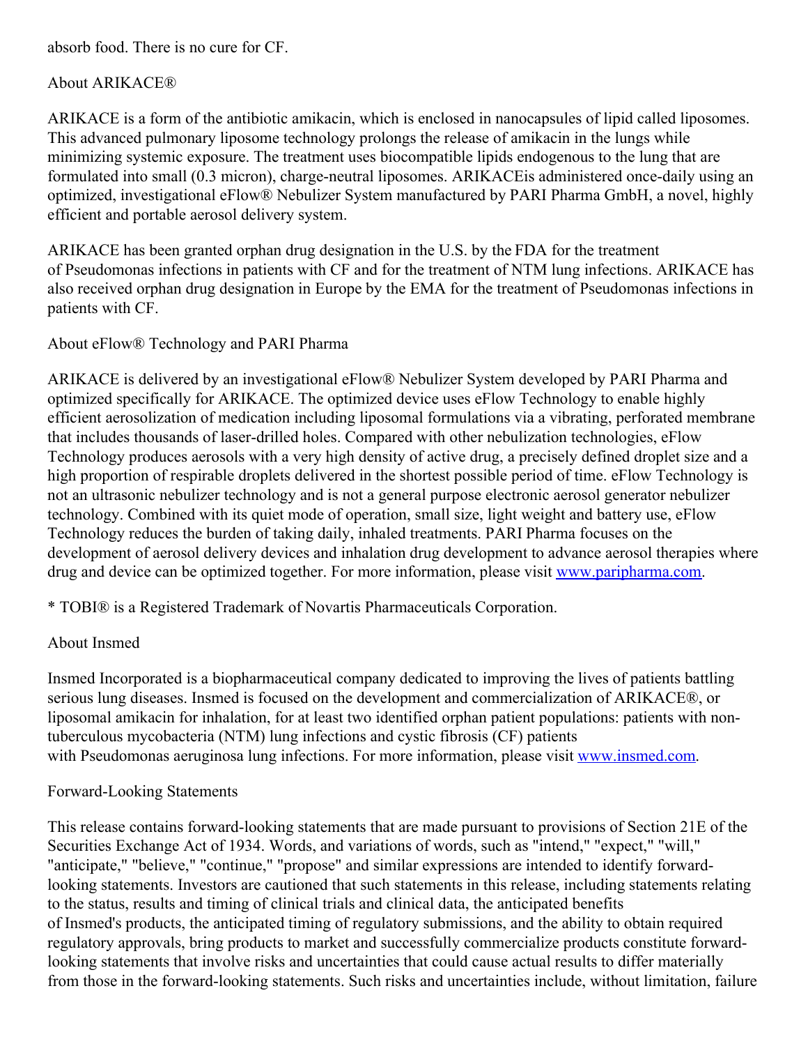absorb food. There is no cure for CF.

## About ARIKACE®

ARIKACE is a form of the antibiotic amikacin, which is enclosed in nanocapsules of lipid called liposomes. This advanced pulmonary liposome technology prolongs the release of amikacin in the lungs while minimizing systemic exposure. The treatment uses biocompatible lipids endogenous to the lung that are formulated into small (0.3 micron), charge-neutral liposomes. ARIKACEis administered once-daily using an optimized, investigational eFlow® Nebulizer System manufactured by PARI Pharma GmbH, a novel, highly efficient and portable aerosol delivery system.

ARIKACE has been granted orphan drug designation in the U.S. by the FDA for the treatment of Pseudomonas infections in patients with CF and for the treatment of NTM lung infections. ARIKACE has also received orphan drug designation in Europe by the EMA for the treatment of Pseudomonas infections in patients with CF.

## About eFlow® Technology and PARI Pharma

ARIKACE is delivered by an investigational eFlow® Nebulizer System developed by PARI Pharma and optimized specifically for ARIKACE. The optimized device uses eFlow Technology to enable highly efficient aerosolization of medication including liposomal formulations via a vibrating, perforated membrane that includes thousands of laser-drilled holes. Compared with other nebulization technologies, eFlow Technology produces aerosols with a very high density of active drug, a precisely defined droplet size and a high proportion of respirable droplets delivered in the shortest possible period of time. eFlow Technology is not an ultrasonic nebulizer technology and is not a general purpose electronic aerosol generator nebulizer technology. Combined with its quiet mode of operation, small size, light weight and battery use, eFlow Technology reduces the burden of taking daily, inhaled treatments. PARI Pharma focuses on the development of aerosol delivery devices and inhalation drug development to advance aerosol therapies where drug and device can be optimized together. For more information, please visit [www.paripharma.com](http://www.paripharma.com).

* TOBI® is a Registered Trademark of Novartis Pharmaceuticals Corporation.

## About Insmed

Insmed Incorporated is a biopharmaceutical company dedicated to improving the lives of patients battling serious lung diseases. Insmed is focused on the development and commercialization of ARIKACE®, or liposomal amikacin for inhalation, for at least two identified orphan patient populations: patients with non-tuberculous mycobacteria (NTM) lung infections and cystic fibrosis (CF) patients with Pseudomonas aeruginosa lung infections. For more information, please visit [www.insmed.com](http://www.insmed.com).

## Forward-Looking Statements

This release contains forward-looking statements that are made pursuant to provisions of Section 21E of the Securities Exchange Act of 1934. Words, and variations of words, such as "intend," "expect," "will," "anticipate," "believe," "continue," "propose" and similar expressions are intended to identify forward-looking statements. Investors are cautioned that such statements in this release, including statements relating to the status, results and timing of clinical trials and clinical data, the anticipated benefits of Insmed's products, the anticipated timing of regulatory submissions, and the ability to obtain required regulatory approvals, bring products to market and successfully commercialize products constitute forward-looking statements that involve risks and uncertainties that could cause actual results to differ materially from those in the forward-looking statements. Such risks and uncertainties include, without limitation, failure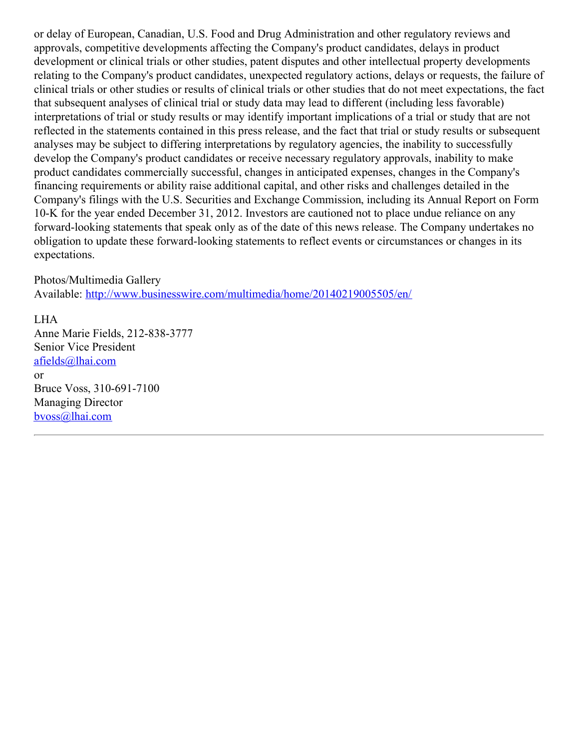or delay of European, Canadian, U.S. Food and Drug Administration and other regulatory reviews and approvals, competitive developments affecting the Company's product candidates, delays in product development or clinical trials or other studies, patent disputes and other intellectual property developments relating to the Company's product candidates, unexpected regulatory actions, delays or requests, the failure of clinical trials or other studies or results of clinical trials or other studies that do not meet expectations, the fact that subsequent analyses of clinical trial or study data may lead to different (including less favorable) interpretations of trial or study results or may identify important implications of a trial or study that are not reflected in the statements contained in this press release, and the fact that trial or study results or subsequent analyses may be subject to differing interpretations by regulatory agencies, the inability to successfully develop the Company's product candidates or receive necessary regulatory approvals, inability to make product candidates commercially successful, changes in anticipated expenses, changes in the Company's financing requirements or ability raise additional capital, and other risks and challenges detailed in the Company's filings with the U.S. Securities and Exchange Commission, including its Annual Report on Form 10-K for the year ended December 31, 2012. Investors are cautioned not to place undue reliance on any forward-looking statements that speak only as of the date of this news release. The Company undertakes no obligation to update these forward-looking statements to reflect events or circumstances or changes in its expectations.

Photos/Multimedia Gallery
Available: http://www.businesswire.com/multimedia/home/20140219005505/en/

LHA
Anne Marie Fields, 212-838-3777
Senior Vice President
afields@lhai.com
or
Bruce Voss, 310-691-7100
Managing Director
bvoss@lhai.com